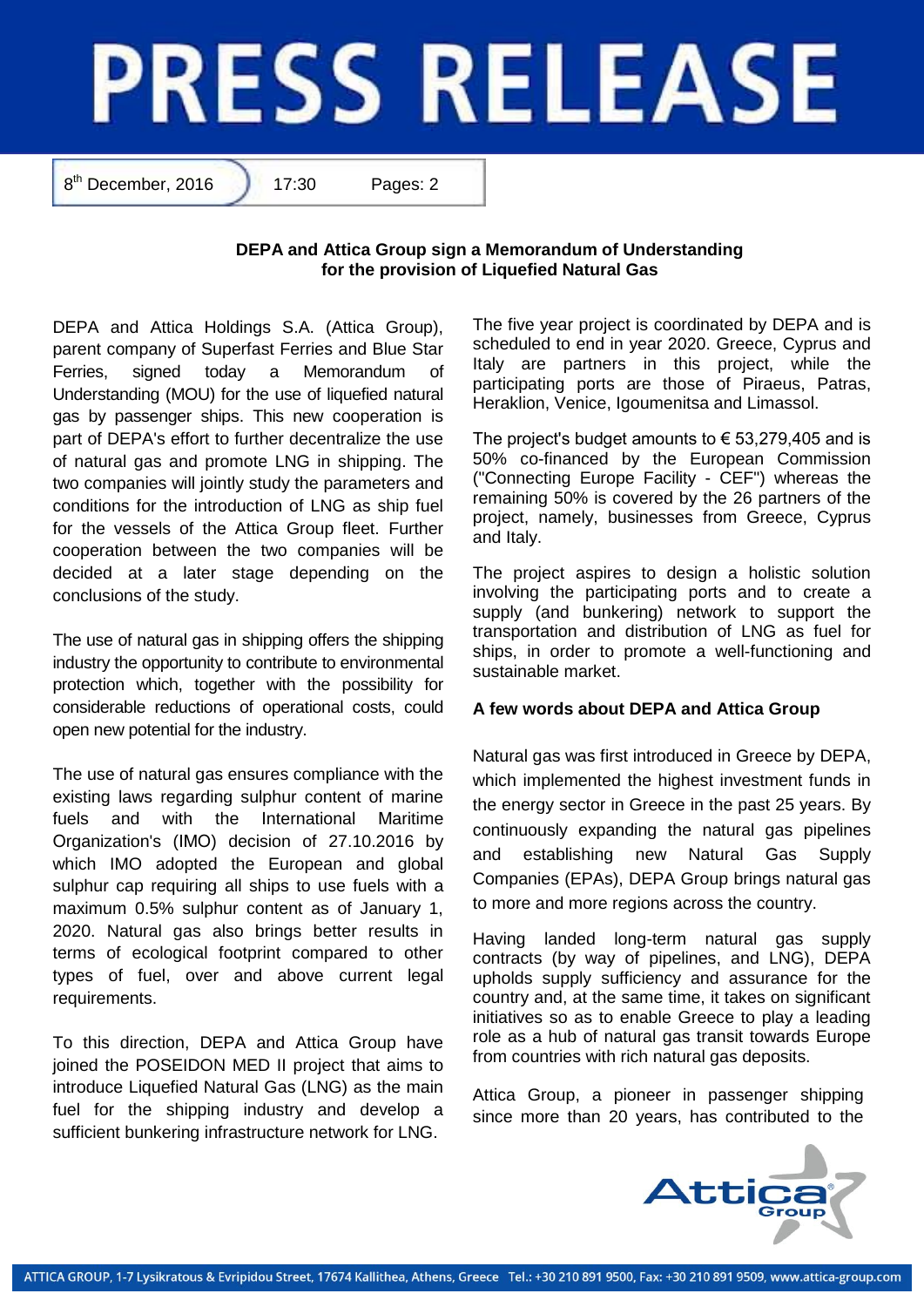# PRESS RELEASE

8th December, 2016 | 17:30 | Pages: 2

**DEPA and Attica Group sign a Memorandum of Understanding for the provision of Liquefied Natural Gas**

DEPA and Attica Holdings S.A. (Attica Group), parent company of Superfast Ferries and Blue Star Ferries, signed today a Memorandum of Understanding (MOU) for the use of liquefied natural gas by passenger ships. This new cooperation is part of DEPA's effort to further decentralize the use of natural gas and promote LNG in shipping. The two companies will jointly study the parameters and conditions for the introduction of LNG as ship fuel for the vessels of the Attica Group fleet. Further cooperation between the two companies will be decided at a later stage depending on the conclusions of the study.

The use of natural gas in shipping offers the shipping industry the opportunity to contribute to environmental protection which, together with the possibility for considerable reductions of operational costs, could open new potential for the industry.

The use of natural gas ensures compliance with the existing laws regarding sulphur content of marine fuels and with the International Maritime Organization's (IMO) decision of 27.10.2016 by which IMO adopted the European and global sulphur cap requiring all ships to use fuels with a maximum 0.5% sulphur content as of January 1, 2020. Natural gas also brings better results in terms of ecological footprint compared to other types of fuel, over and above current legal requirements.

To this direction, DEPA and Attica Group have joined the POSEIDON MED II project that aims to introduce Liquefied Natural Gas (LNG) as the main fuel for the shipping industry and develop a sufficient bunkering infrastructure network for LNG.

The five year project is coordinated by DEPA and is scheduled to end in year 2020. Greece, Cyprus and Italy are partners in this project, while the participating ports are those of Piraeus, Patras, Heraklion, Venice, Igoumenitsa and Limassol.

The project's budget amounts to € 53,279,405 and is 50% co-financed by the European Commission ("Connecting Europe Facility - CEF") whereas the remaining 50% is covered by the 26 partners of the project, namely, businesses from Greece, Cyprus and Italy.

The project aspires to design a holistic solution involving the participating ports and to create a supply (and bunkering) network to support the transportation and distribution of LNG as fuel for ships, in order to promote a well-functioning and sustainable market.

**A few words about DEPA and Attica Group**

Natural gas was first introduced in Greece by DEPA, which implemented the highest investment funds in the energy sector in Greece in the past 25 years. By continuously expanding the natural gas pipelines and establishing new Natural Gas Supply Companies (EPAs), DEPA Group brings natural gas to more and more regions across the country.

Having landed long-term natural gas supply contracts (by way of pipelines, and LNG), DEPA upholds supply sufficiency and assurance for the country and, at the same time, it takes on significant initiatives so as to enable Greece to play a leading role as a hub of natural gas transit towards Europe from countries with rich natural gas deposits.

Attica Group, a pioneer in passenger shipping since more than 20 years, has contributed to the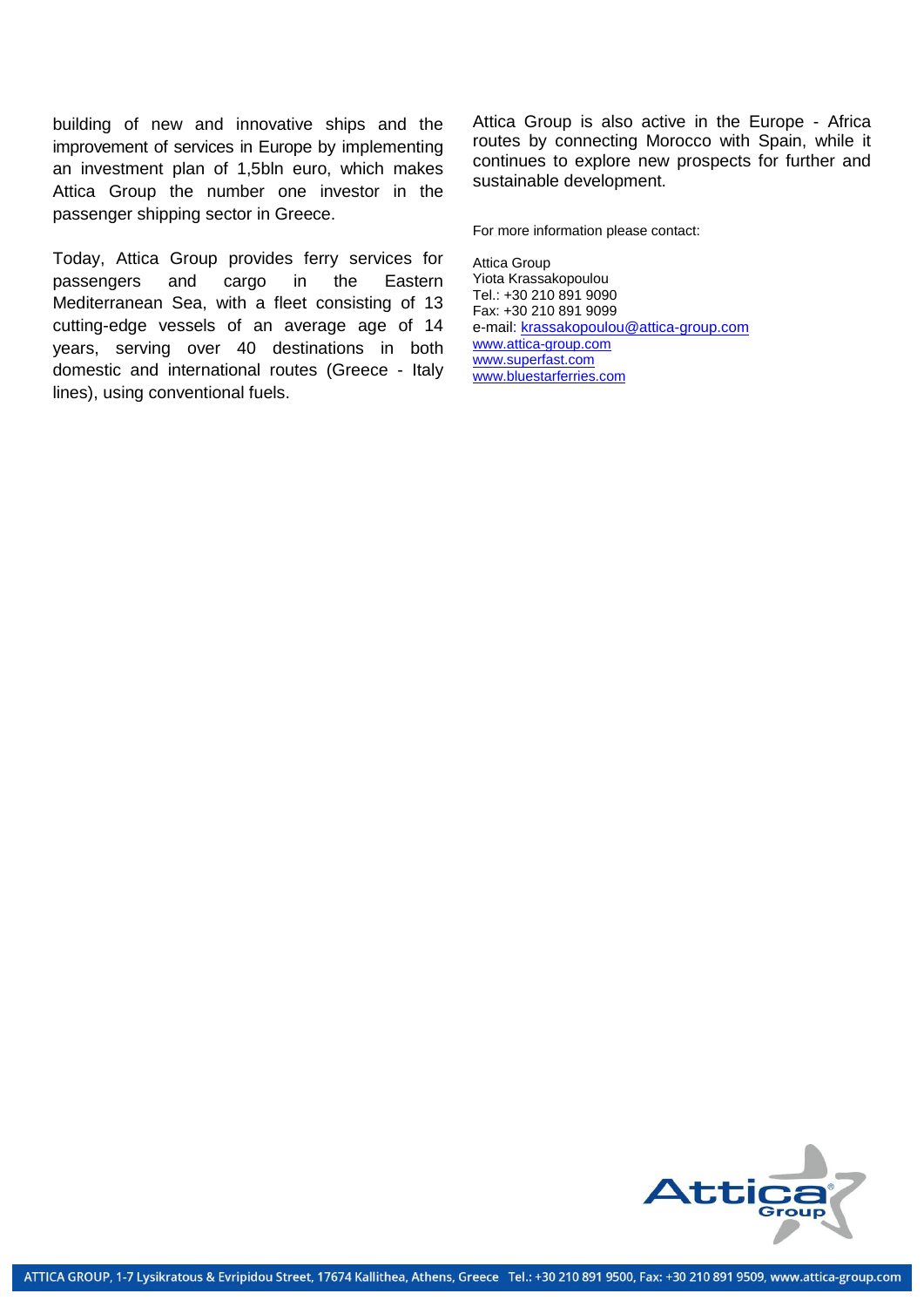building of new and innovative ships and the improvement of services in Europe by implementing an investment plan of 1,5bln euro, which makes Attica Group the number one investor in the passenger shipping sector in Greece.

Today, Attica Group provides ferry services for passengers and cargo in the Eastern Mediterranean Sea, with a fleet consisting of 13 cutting-edge vessels of an average age of 14 years, serving over 40 destinations in both domestic and international routes (Greece - Italy lines), using conventional fuels.

Attica Group is also active in the Europe - Africa routes by connecting Morocco with Spain, while it continues to explore new prospects for further and sustainable development.

For more information please contact:

Attica Group
Yiota Krassakopoulou
Tel.: +30 210 891 9090
Fax: +30 210 891 9099
e-mail: krassakopoulou@attica-group.com
www.attica-group.com
www.superfast.com
www.bluestarferries.com